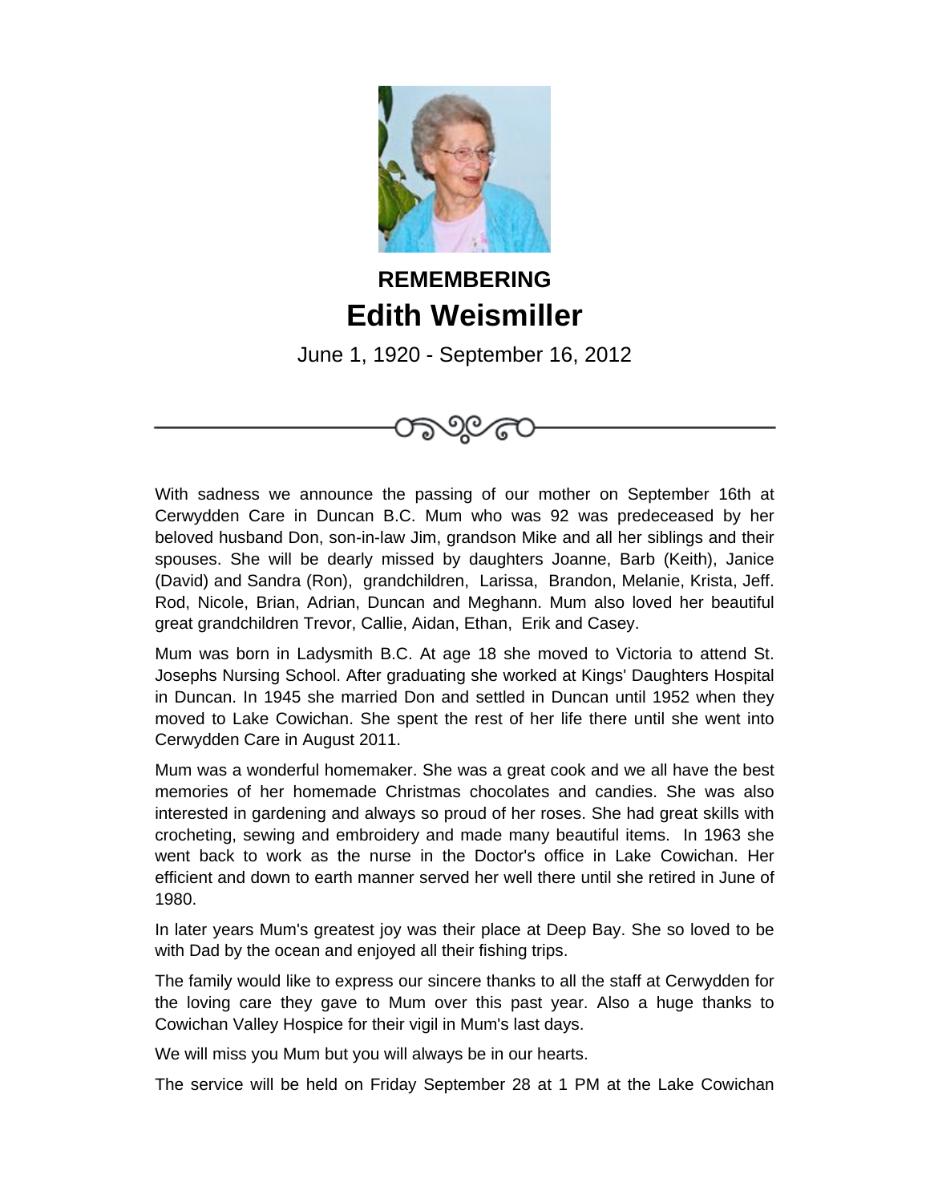## REMEMBERING

# Edith Weismiller

June 1, 1920 - September 16, 2012

With sadness we announce the passing of our mother on September 16th at Cerwydden Care in Duncan B.C. Mum who was 92 was predeceased by her beloved husband Don, son-in-law Jim, grandson Mike and all her siblings and their spouses. She will be dearly missed by daughters Joanne, Barb (Keith), Janice (David) and Sandra (Ron), grandchildren, Larissa, Brandon, Melanie, Krista, Jeff. Rod, Nicole, Brian, Adrian, Duncan and Meghann. Mum also loved her beautiful great grandchildren Trevor, Callie, Aidan, Ethan, Erik and Casey.

Mum was born in Ladysmith B.C. At age 18 she moved to Victoria to attend St. Josephs Nursing School. After graduating she worked at Kings' Daughters Hospital in Duncan. In 1945 she married Don and settled in Duncan until 1952 when they moved to Lake Cowichan. She spent the rest of her life there until she went into Cerwydden Care in August 2011.

Mum was a wonderful homemaker. She was a great cook and we all have the best memories of her homemade Christmas chocolates and candies. She was also interested in gardening and always so proud of her roses. She had great skills with crocheting, sewing and embroidery and made many beautiful items. In 1963 she went back to work as the nurse in the Doctor's office in Lake Cowichan. Her efficient and down to earth manner served her well there until she retired in June of 1980.

In later years Mum's greatest joy was their place at Deep Bay. She so loved to be with Dad by the ocean and enjoyed all their fishing trips.

The family would like to express our sincere thanks to all the staff at Cerwydden for the loving care they gave to Mum over this past year. Also a huge thanks to Cowichan Valley Hospice for their vigil in Mum's last days.

We will miss you Mum but you will always be in our hearts.

The service will be held on Friday September 28 at 1 PM at the Lake Cowichan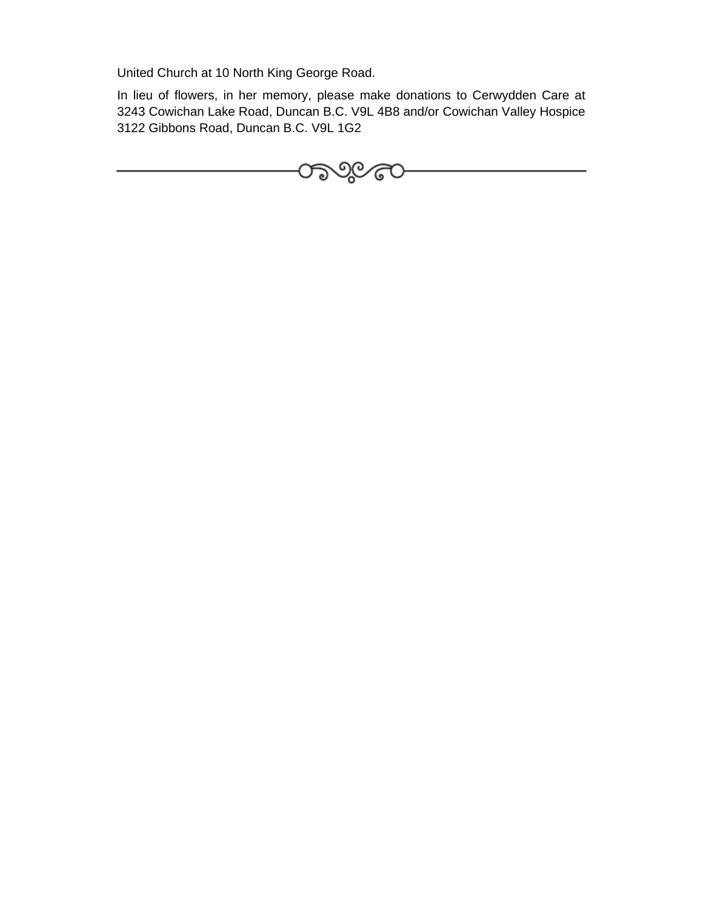United Church at 10 North King George Road.

In lieu of flowers, in her memory, please make donations to Cerwydden Care at 3243 Cowichan Lake Road, Duncan B.C. V9L 4B8 and/or Cowichan Valley Hospice 3122 Gibbons Road, Duncan B.C. V9L 1G2